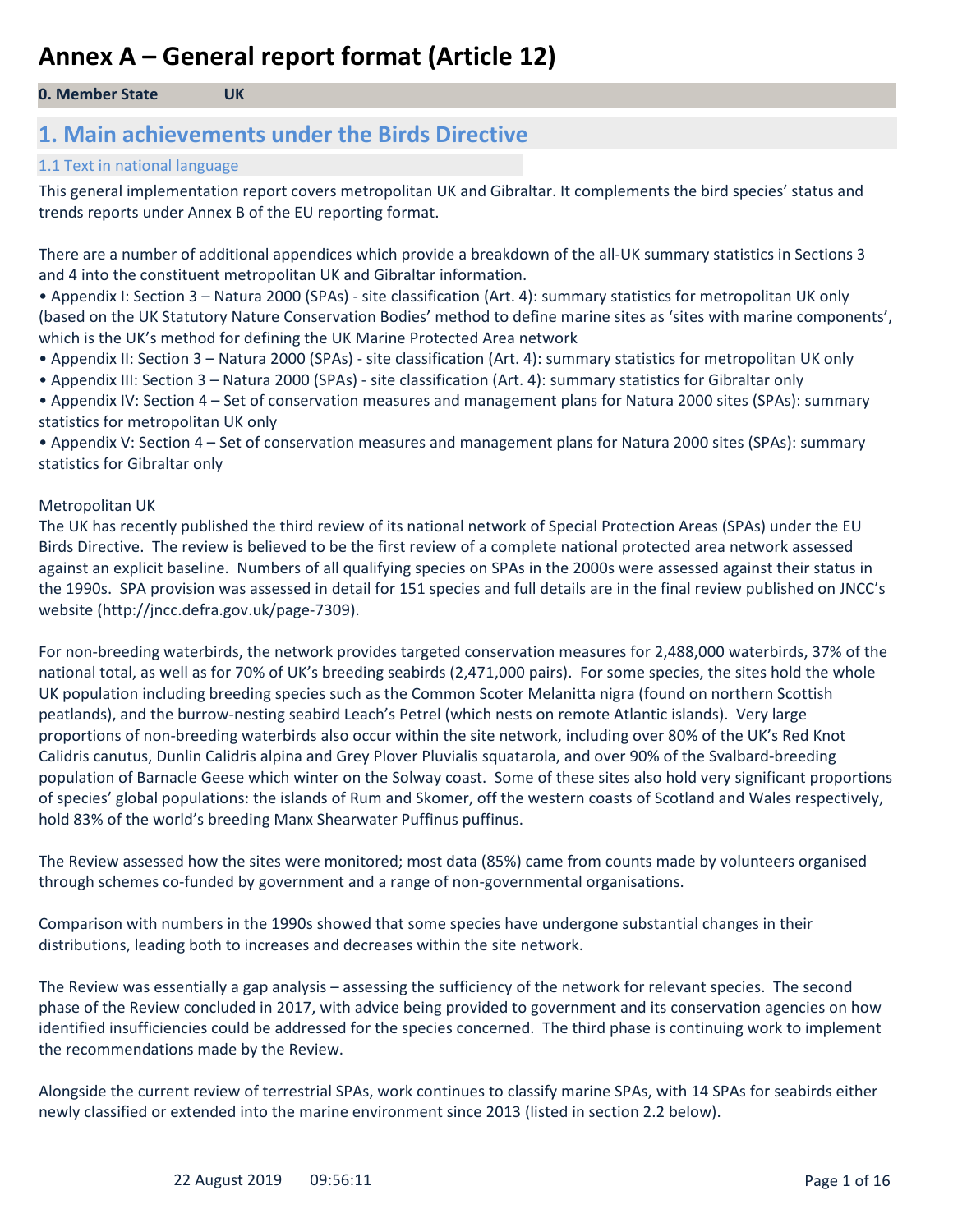# Annex A – General report format (Article 12)

| 0. Member State | UK |
| --- | --- |

## 1. Main achievements under the Birds Directive

### 1.1 Text in national language

This general implementation report covers metropolitan UK and Gibraltar. It complements the bird species' status and trends reports under Annex B of the EU reporting format.

There are a number of additional appendices which provide a breakdown of the all-UK summary statistics in Sections 3 and 4 into the constituent metropolitan UK and Gibraltar information.

- Appendix I: Section 3 – Natura 2000 (SPAs) - site classification (Art. 4): summary statistics for metropolitan UK only (based on the UK Statutory Nature Conservation Bodies' method to define marine sites as 'sites with marine components', which is the UK's method for defining the UK Marine Protected Area network
- Appendix II: Section 3 – Natura 2000 (SPAs) - site classification (Art. 4): summary statistics for metropolitan UK only
- Appendix III: Section 3 – Natura 2000 (SPAs) - site classification (Art. 4): summary statistics for Gibraltar only
- Appendix IV: Section 4 – Set of conservation measures and management plans for Natura 2000 sites (SPAs): summary statistics for metropolitan UK only
- Appendix V: Section 4 – Set of conservation measures and management plans for Natura 2000 sites (SPAs): summary statistics for Gibraltar only

Metropolitan UK

The UK has recently published the third review of its national network of Special Protection Areas (SPAs) under the EU Birds Directive. The review is believed to be the first review of a complete national protected area network assessed against an explicit baseline. Numbers of all qualifying species on SPAs in the 2000s were assessed against their status in the 1990s. SPA provision was assessed in detail for 151 species and full details are in the final review published on JNCC's website (http://jncc.defra.gov.uk/page-7309).

For non-breeding waterbirds, the network provides targeted conservation measures for 2,488,000 waterbirds, 37% of the national total, as well as for 70% of UK's breeding seabirds (2,471,000 pairs). For some species, the sites hold the whole UK population including breeding species such as the Common Scoter Melanitta nigra (found on northern Scottish peatlands), and the burrow-nesting seabird Leach's Petrel (which nests on remote Atlantic islands). Very large proportions of non-breeding waterbirds also occur within the site network, including over 80% of the UK's Red Knot Calidris canutus, Dunlin Calidris alpina and Grey Plover Pluvialis squatarola, and over 90% of the Svalbard-breeding population of Barnacle Geese which winter on the Solway coast. Some of these sites also hold very significant proportions of species' global populations: the islands of Rum and Skomer, off the western coasts of Scotland and Wales respectively, hold 83% of the world's breeding Manx Shearwater Puffinus puffinus.

The Review assessed how the sites were monitored; most data (85%) came from counts made by volunteers organised through schemes co-funded by government and a range of non-governmental organisations.

Comparison with numbers in the 1990s showed that some species have undergone substantial changes in their distributions, leading both to increases and decreases within the site network.

The Review was essentially a gap analysis – assessing the sufficiency of the network for relevant species. The second phase of the Review concluded in 2017, with advice being provided to government and its conservation agencies on how identified insufficiencies could be addressed for the species concerned. The third phase is continuing work to implement the recommendations made by the Review.

Alongside the current review of terrestrial SPAs, work continues to classify marine SPAs, with 14 SPAs for seabirds either newly classified or extended into the marine environment since 2013 (listed in section 2.2 below).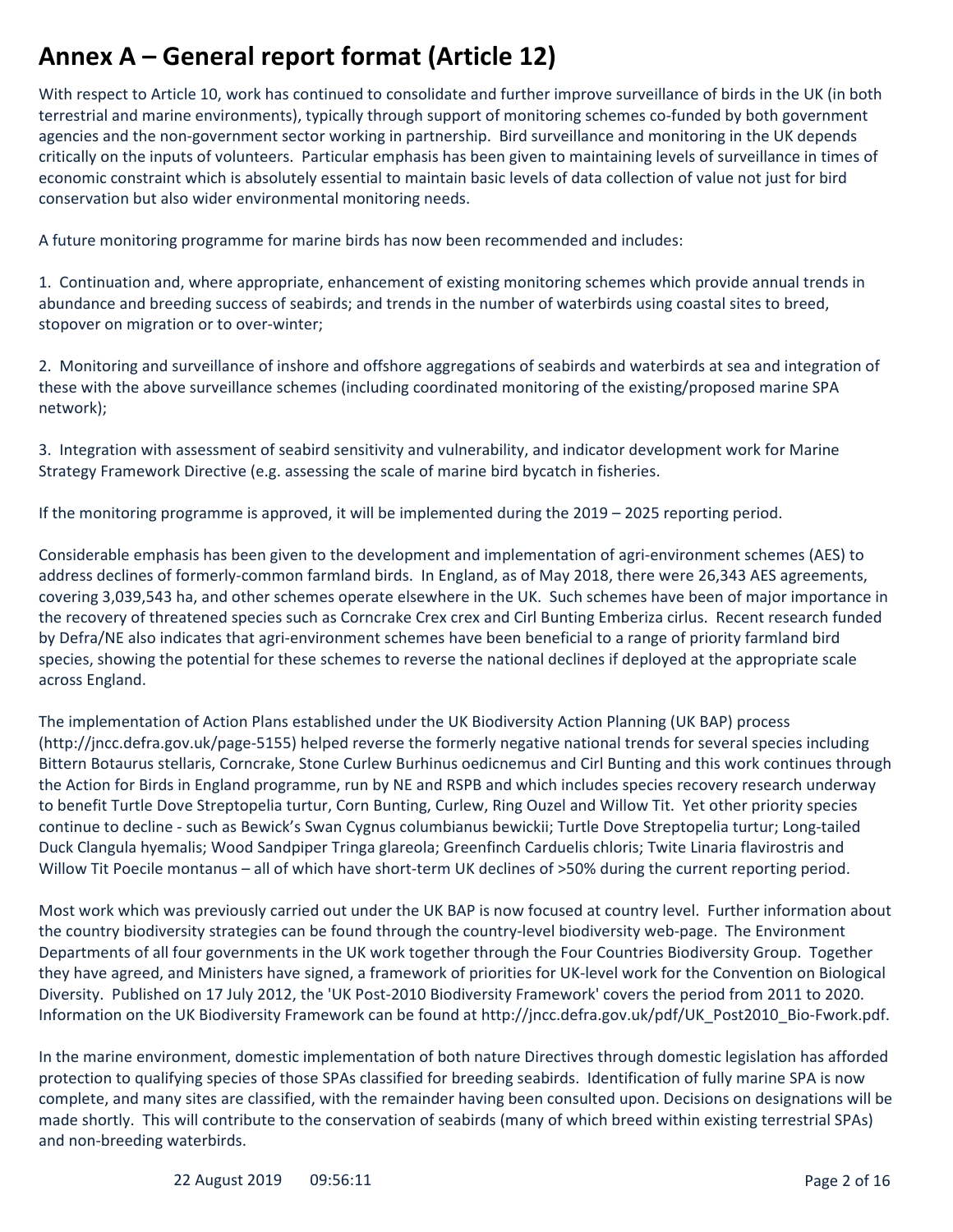# Annex A – General report format (Article 12)

With respect to Article 10, work has continued to consolidate and further improve surveillance of birds in the UK (in both terrestrial and marine environments), typically through support of monitoring schemes co-funded by both government agencies and the non-government sector working in partnership. Bird surveillance and monitoring in the UK depends critically on the inputs of volunteers. Particular emphasis has been given to maintaining levels of surveillance in times of economic constraint which is absolutely essential to maintain basic levels of data collection of value not just for bird conservation but also wider environmental monitoring needs.

A future monitoring programme for marine birds has now been recommended and includes:

1. Continuation and, where appropriate, enhancement of existing monitoring schemes which provide annual trends in abundance and breeding success of seabirds; and trends in the number of waterbirds using coastal sites to breed, stopover on migration or to over-winter;

2. Monitoring and surveillance of inshore and offshore aggregations of seabirds and waterbirds at sea and integration of these with the above surveillance schemes (including coordinated monitoring of the existing/proposed marine SPA network);

3. Integration with assessment of seabird sensitivity and vulnerability, and indicator development work for Marine Strategy Framework Directive (e.g. assessing the scale of marine bird bycatch in fisheries.

If the monitoring programme is approved, it will be implemented during the 2019 – 2025 reporting period.

Considerable emphasis has been given to the development and implementation of agri-environment schemes (AES) to address declines of formerly-common farmland birds. In England, as of May 2018, there were 26,343 AES agreements, covering 3,039,543 ha, and other schemes operate elsewhere in the UK. Such schemes have been of major importance in the recovery of threatened species such as Corncrake Crex crex and Cirl Bunting Emberiza cirlus. Recent research funded by Defra/NE also indicates that agri-environment schemes have been beneficial to a range of priority farmland bird species, showing the potential for these schemes to reverse the national declines if deployed at the appropriate scale across England.

The implementation of Action Plans established under the UK Biodiversity Action Planning (UK BAP) process (http://jncc.defra.gov.uk/page-5155) helped reverse the formerly negative national trends for several species including Bittern Botaurus stellaris, Corncrake, Stone Curlew Burhinus oedicnemus and Cirl Bunting and this work continues through the Action for Birds in England programme, run by NE and RSPB and which includes species recovery research underway to benefit Turtle Dove Streptopelia turtur, Corn Bunting, Curlew, Ring Ouzel and Willow Tit. Yet other priority species continue to decline - such as Bewick's Swan Cygnus columbianus bewickii; Turtle Dove Streptopelia turtur; Long-tailed Duck Clangula hyemalis; Wood Sandpiper Tringa glareola; Greenfinch Carduelis chloris; Twite Linaria flavirostris and Willow Tit Poecile montanus – all of which have short-term UK declines of >50% during the current reporting period.

Most work which was previously carried out under the UK BAP is now focused at country level. Further information about the country biodiversity strategies can be found through the country-level biodiversity web-page. The Environment Departments of all four governments in the UK work together through the Four Countries Biodiversity Group. Together they have agreed, and Ministers have signed, a framework of priorities for UK-level work for the Convention on Biological Diversity. Published on 17 July 2012, the 'UK Post-2010 Biodiversity Framework' covers the period from 2011 to 2020. Information on the UK Biodiversity Framework can be found at http://jncc.defra.gov.uk/pdf/UK_Post2010_Bio-Fwork.pdf.

In the marine environment, domestic implementation of both nature Directives through domestic legislation has afforded protection to qualifying species of those SPAs classified for breeding seabirds. Identification of fully marine SPA is now complete, and many sites are classified, with the remainder having been consulted upon. Decisions on designations will be made shortly. This will contribute to the conservation of seabirds (many of which breed within existing terrestrial SPAs) and non-breeding waterbirds.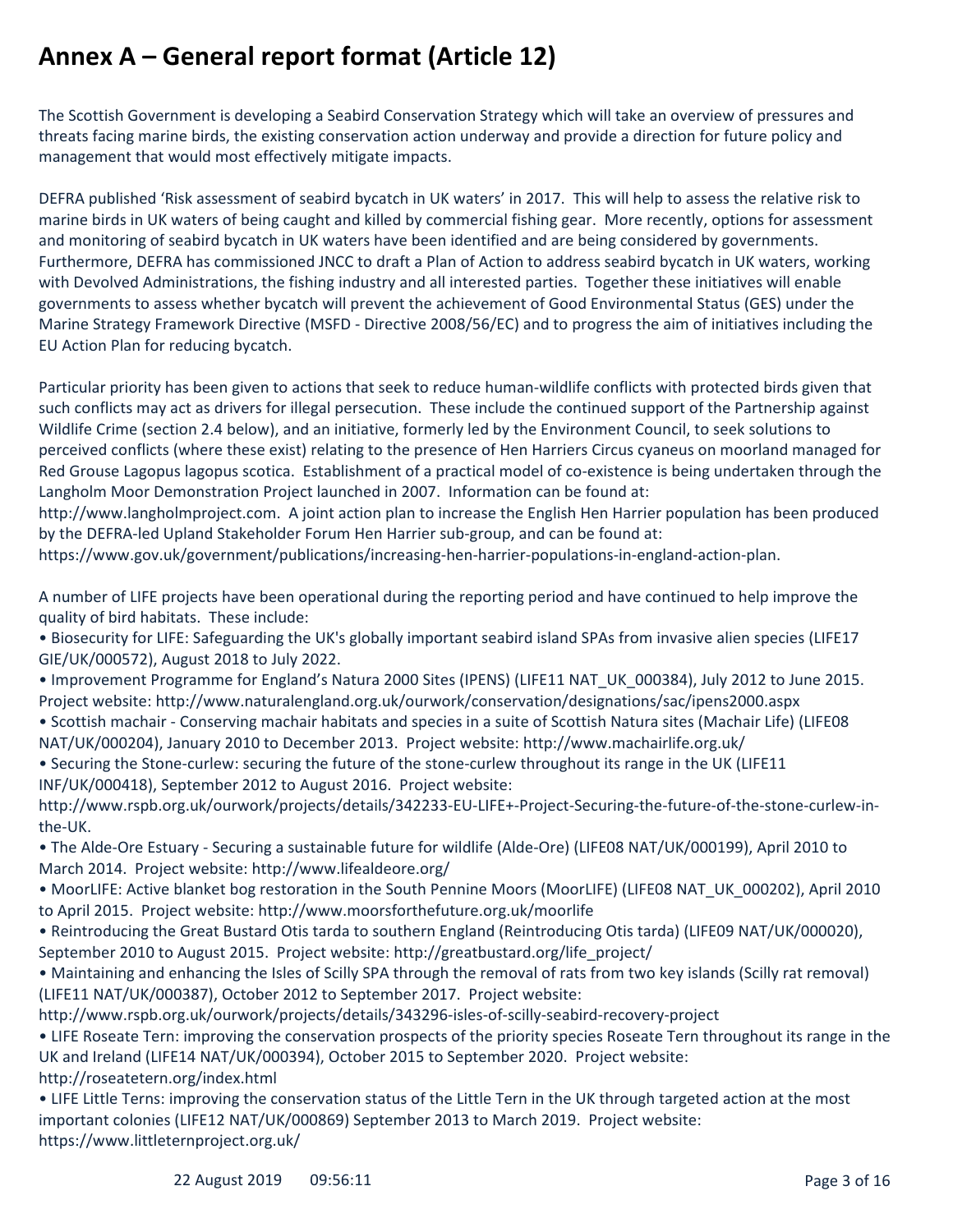# Annex A – General report format (Article 12)

The Scottish Government is developing a Seabird Conservation Strategy which will take an overview of pressures and threats facing marine birds, the existing conservation action underway and provide a direction for future policy and management that would most effectively mitigate impacts.

DEFRA published 'Risk assessment of seabird bycatch in UK waters' in 2017. This will help to assess the relative risk to marine birds in UK waters of being caught and killed by commercial fishing gear. More recently, options for assessment and monitoring of seabird bycatch in UK waters have been identified and are being considered by governments. Furthermore, DEFRA has commissioned JNCC to draft a Plan of Action to address seabird bycatch in UK waters, working with Devolved Administrations, the fishing industry and all interested parties. Together these initiatives will enable governments to assess whether bycatch will prevent the achievement of Good Environmental Status (GES) under the Marine Strategy Framework Directive (MSFD - Directive 2008/56/EC) and to progress the aim of initiatives including the EU Action Plan for reducing bycatch.

Particular priority has been given to actions that seek to reduce human-wildlife conflicts with protected birds given that such conflicts may act as drivers for illegal persecution. These include the continued support of the Partnership against Wildlife Crime (section 2.4 below), and an initiative, formerly led by the Environment Council, to seek solutions to perceived conflicts (where these exist) relating to the presence of Hen Harriers Circus cyaneus on moorland managed for Red Grouse Lagopus lagopus scotica. Establishment of a practical model of co-existence is being undertaken through the Langholm Moor Demonstration Project launched in 2007. Information can be found at: http://www.langholmproject.com. A joint action plan to increase the English Hen Harrier population has been produced by the DEFRA-led Upland Stakeholder Forum Hen Harrier sub-group, and can be found at: https://www.gov.uk/government/publications/increasing-hen-harrier-populations-in-england-action-plan.

A number of LIFE projects have been operational during the reporting period and have continued to help improve the quality of bird habitats. These include:

- Biosecurity for LIFE: Safeguarding the UK's globally important seabird island SPAs from invasive alien species (LIFE17 GIE/UK/000572), August 2018 to July 2022.
- Improvement Programme for England's Natura 2000 Sites (IPENS) (LIFE11 NAT_UK_000384), July 2012 to June 2015. Project website: http://www.naturalengland.org.uk/ourwork/conservation/designations/sac/ipens2000.aspx
- Scottish machair - Conserving machair habitats and species in a suite of Scottish Natura sites (Machair Life) (LIFE08 NAT/UK/000204), January 2010 to December 2013. Project website: http://www.machairlife.org.uk/
- Securing the Stone-curlew: securing the future of the stone-curlew throughout its range in the UK (LIFE11 INF/UK/000418), September 2012 to August 2016. Project website: http://www.rspb.org.uk/ourwork/projects/details/342233-EU-LIFE+-Project-Securing-the-future-of-the-stone-curlew-in-the-UK.
- The Alde-Ore Estuary - Securing a sustainable future for wildlife (Alde-Ore) (LIFE08 NAT/UK/000199), April 2010 to March 2014. Project website: http://www.lifealdeore.org/
- MoorLIFE: Active blanket bog restoration in the South Pennine Moors (MoorLIFE) (LIFE08 NAT_UK_000202), April 2010 to April 2015. Project website: http://www.moorsforthefuture.org.uk/moorlife
- Reintroducing the Great Bustard Otis tarda to southern England (Reintroducing Otis tarda) (LIFE09 NAT/UK/000020), September 2010 to August 2015. Project website: http://greatbustard.org/life_project/
- Maintaining and enhancing the Isles of Scilly SPA through the removal of rats from two key islands (Scilly rat removal) (LIFE11 NAT/UK/000387), October 2012 to September 2017. Project website: http://www.rspb.org.uk/ourwork/projects/details/343296-isles-of-scilly-seabird-recovery-project
- LIFE Roseate Tern: improving the conservation prospects of the priority species Roseate Tern throughout its range in the UK and Ireland (LIFE14 NAT/UK/000394), October 2015 to September 2020. Project website: http://roseatetern.org/index.html
- LIFE Little Terns: improving the conservation status of the Little Tern in the UK through targeted action at the most important colonies (LIFE12 NAT/UK/000869) September 2013 to March 2019. Project website: https://www.littleternproject.org.uk/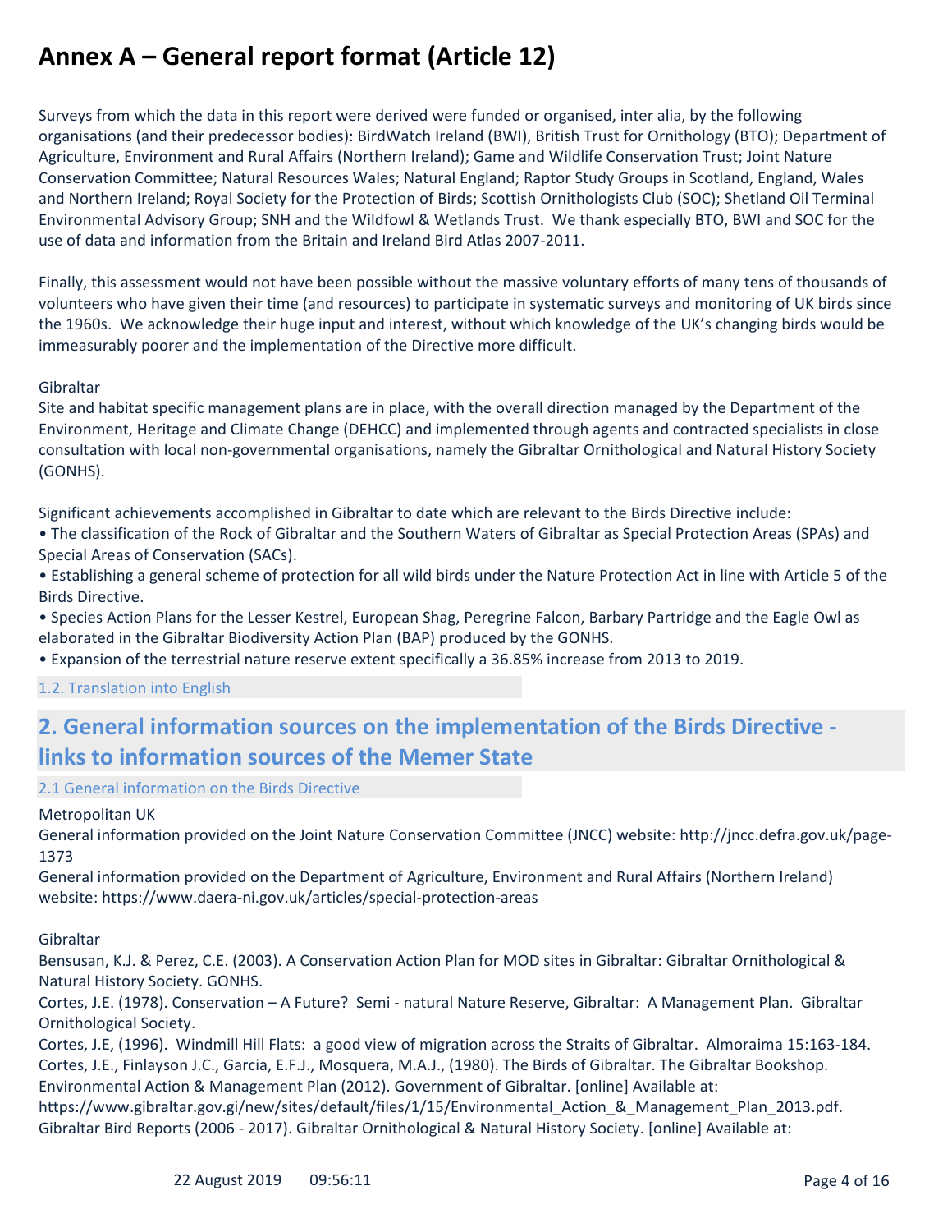# Annex A – General report format (Article 12)

Surveys from which the data in this report were derived were funded or organised, inter alia, by the following organisations (and their predecessor bodies): BirdWatch Ireland (BWI), British Trust for Ornithology (BTO); Department of Agriculture, Environment and Rural Affairs (Northern Ireland); Game and Wildlife Conservation Trust; Joint Nature Conservation Committee; Natural Resources Wales; Natural England; Raptor Study Groups in Scotland, England, Wales and Northern Ireland; Royal Society for the Protection of Birds; Scottish Ornithologists Club (SOC); Shetland Oil Terminal Environmental Advisory Group; SNH and the Wildfowl & Wetlands Trust. We thank especially BTO, BWI and SOC for the use of data and information from the Britain and Ireland Bird Atlas 2007-2011.

Finally, this assessment would not have been possible without the massive voluntary efforts of many tens of thousands of volunteers who have given their time (and resources) to participate in systematic surveys and monitoring of UK birds since the 1960s. We acknowledge their huge input and interest, without which knowledge of the UK's changing birds would be immeasurably poorer and the implementation of the Directive more difficult.

Gibraltar
Site and habitat specific management plans are in place, with the overall direction managed by the Department of the Environment, Heritage and Climate Change (DEHCC) and implemented through agents and contracted specialists in close consultation with local non-governmental organisations, namely the Gibraltar Ornithological and Natural History Society (GONHS).

Significant achievements accomplished in Gibraltar to date which are relevant to the Birds Directive include:
• The classification of the Rock of Gibraltar and the Southern Waters of Gibraltar as Special Protection Areas (SPAs) and Special Areas of Conservation (SACs).
• Establishing a general scheme of protection for all wild birds under the Nature Protection Act in line with Article 5 of the Birds Directive.
• Species Action Plans for the Lesser Kestrel, European Shag, Peregrine Falcon, Barbary Partridge and the Eagle Owl as elaborated in the Gibraltar Biodiversity Action Plan (BAP) produced by the GONHS.
• Expansion of the terrestrial nature reserve extent specifically a 36.85% increase from 2013 to 2019.

### 1.2. Translation into English

## 2. General information sources on the implementation of the Birds Directive - links to information sources of the Memer State

### 2.1 General information on the Birds Directive

Metropolitan UK
General information provided on the Joint Nature Conservation Committee (JNCC) website: http://jncc.defra.gov.uk/page-1373
General information provided on the Department of Agriculture, Environment and Rural Affairs (Northern Ireland) website: https://www.daera-ni.gov.uk/articles/special-protection-areas

Gibraltar
Bensusan, K.J. & Perez, C.E. (2003). A Conservation Action Plan for MOD sites in Gibraltar: Gibraltar Ornithological & Natural History Society. GONHS.
Cortes, J.E. (1978). Conservation – A Future? Semi - natural Nature Reserve, Gibraltar: A Management Plan. Gibraltar Ornithological Society.
Cortes, J.E, (1996). Windmill Hill Flats: a good view of migration across the Straits of Gibraltar. Almoraima 15:163-184.
Cortes, J.E., Finlayson J.C., Garcia, E.F.J., Mosquera, M.A.J., (1980). The Birds of Gibraltar. The Gibraltar Bookshop.
Environmental Action & Management Plan (2012). Government of Gibraltar. [online] Available at:
https://www.gibraltar.gov.gi/new/sites/default/files/1/15/Environmental_Action_&_Management_Plan_2013.pdf.
Gibraltar Bird Reports (2006 - 2017). Gibraltar Ornithological & Natural History Society. [online] Available at: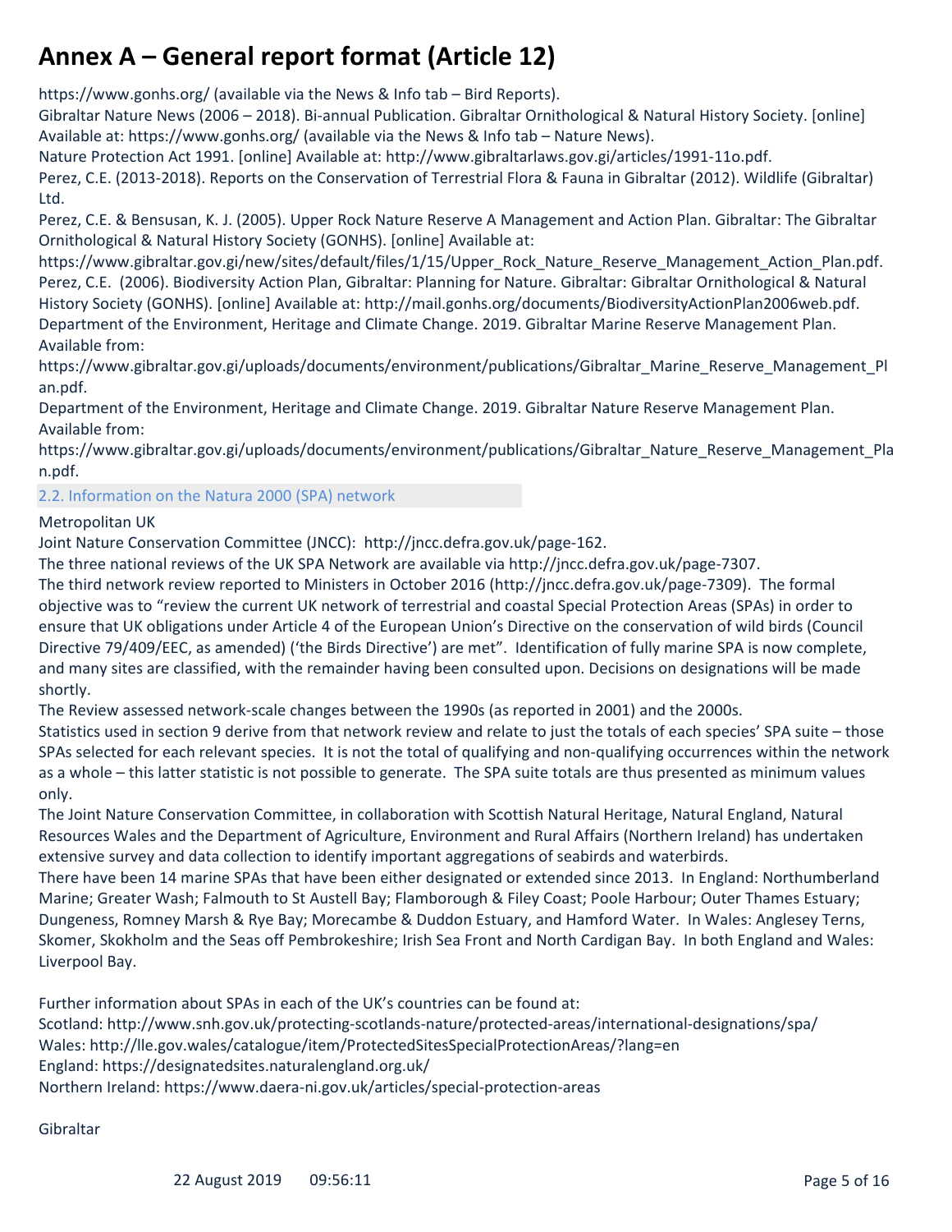https://www.gonhs.org/ (available via the News & Info tab – Bird Reports).
Gibraltar Nature News (2006 – 2018). Bi-annual Publication. Gibraltar Ornithological & Natural History Society. [online] Available at: https://www.gonhs.org/ (available via the News & Info tab – Nature News).
Nature Protection Act 1991. [online] Available at: http://www.gibraltarlaws.gov.gi/articles/1991-11o.pdf.
Perez, C.E. (2013-2018). Reports on the Conservation of Terrestrial Flora & Fauna in Gibraltar (2012). Wildlife (Gibraltar) Ltd.
Perez, C.E. & Bensusan, K. J. (2005). Upper Rock Nature Reserve A Management and Action Plan. Gibraltar: The Gibraltar Ornithological & Natural History Society (GONHS). [online] Available at: https://www.gibraltar.gov.gi/new/sites/default/files/1/15/Upper_Rock_Nature_Reserve_Management_Action_Plan.pdf.
Perez, C.E. (2006). Biodiversity Action Plan, Gibraltar: Planning for Nature. Gibraltar: Gibraltar Ornithological & Natural History Society (GONHS). [online] Available at: http://mail.gonhs.org/documents/BiodiversityActionPlan2006web.pdf.
Department of the Environment, Heritage and Climate Change. 2019. Gibraltar Marine Reserve Management Plan. Available from: https://www.gibraltar.gov.gi/uploads/documents/environment/publications/Gibraltar_Marine_Reserve_Management_Plan.pdf.
Department of the Environment, Heritage and Climate Change. 2019. Gibraltar Nature Reserve Management Plan. Available from: https://www.gibraltar.gov.gi/uploads/documents/environment/publications/Gibraltar_Nature_Reserve_Management_Plan.pdf.

### 2.2. Information on the Natura 2000 (SPA) network

Metropolitan UK
Joint Nature Conservation Committee (JNCC): http://jncc.defra.gov.uk/page-162.
The three national reviews of the UK SPA Network are available via http://jncc.defra.gov.uk/page-7307.
The third network review reported to Ministers in October 2016 (http://jncc.defra.gov.uk/page-7309). The formal objective was to "review the current UK network of terrestrial and coastal Special Protection Areas (SPAs) in order to ensure that UK obligations under Article 4 of the European Union's Directive on the conservation of wild birds (Council Directive 79/409/EEC, as amended) ('the Birds Directive') are met". Identification of fully marine SPA is now complete, and many sites are classified, with the remainder having been consulted upon. Decisions on designations will be made shortly.
The Review assessed network-scale changes between the 1990s (as reported in 2001) and the 2000s.
Statistics used in section 9 derive from that network review and relate to just the totals of each species' SPA suite – those SPAs selected for each relevant species. It is not the total of qualifying and non-qualifying occurrences within the network as a whole – this latter statistic is not possible to generate. The SPA suite totals are thus presented as minimum values only.
The Joint Nature Conservation Committee, in collaboration with Scottish Natural Heritage, Natural England, Natural Resources Wales and the Department of Agriculture, Environment and Rural Affairs (Northern Ireland) has undertaken extensive survey and data collection to identify important aggregations of seabirds and waterbirds.
There have been 14 marine SPAs that have been either designated or extended since 2013. In England: Northumberland Marine; Greater Wash; Falmouth to St Austell Bay; Flamborough & Filey Coast; Poole Harbour; Outer Thames Estuary; Dungeness, Romney Marsh & Rye Bay; Morecambe & Duddon Estuary, and Hamford Water. In Wales: Anglesey Terns, Skomer, Skokholm and the Seas off Pembrokeshire; Irish Sea Front and North Cardigan Bay. In both England and Wales: Liverpool Bay.

Further information about SPAs in each of the UK's countries can be found at:
Scotland: http://www.snh.gov.uk/protecting-scotlands-nature/protected-areas/international-designations/spa/
Wales: http://lle.gov.wales/catalogue/item/ProtectedSitesSpecialProtectionAreas/?lang=en
England: https://designatedsites.naturalengland.org.uk/
Northern Ireland: https://www.daera-ni.gov.uk/articles/special-protection-areas

Gibraltar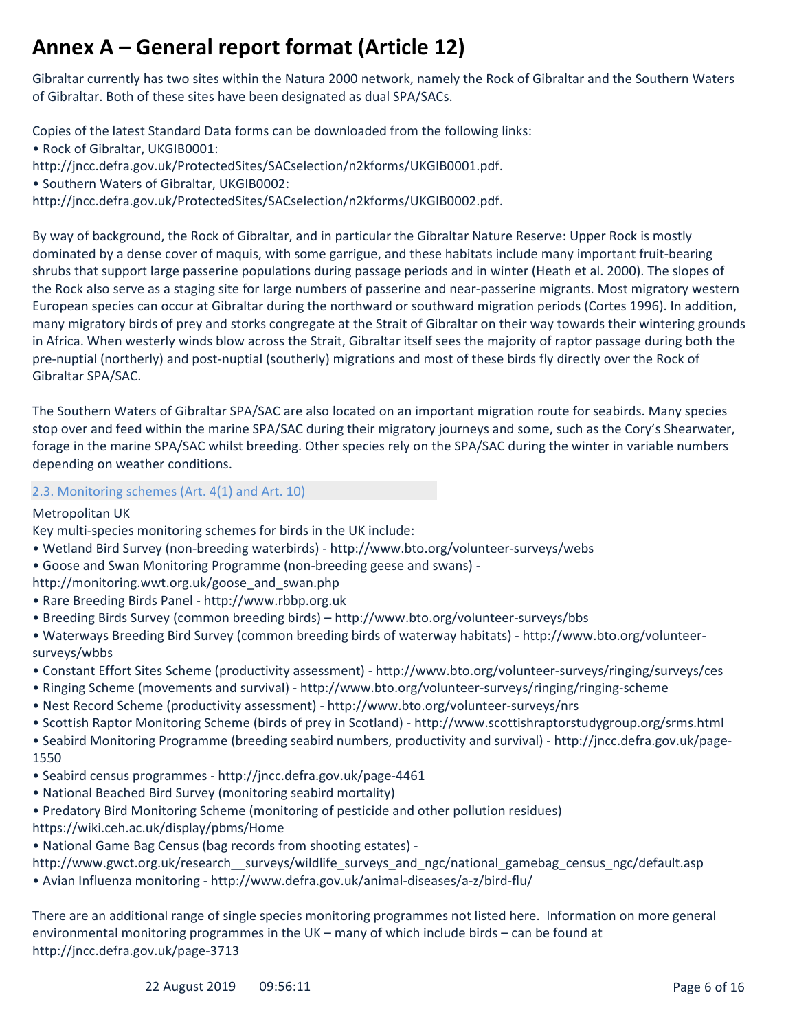# Annex A – General report format (Article 12)

Gibraltar currently has two sites within the Natura 2000 network, namely the Rock of Gibraltar and the Southern Waters of Gibraltar. Both of these sites have been designated as dual SPA/SACs.

Copies of the latest Standard Data forms can be downloaded from the following links:
• Rock of Gibraltar, UKGIB0001:
http://jncc.defra.gov.uk/ProtectedSites/SACselection/n2kforms/UKGIB0001.pdf.
• Southern Waters of Gibraltar, UKGIB0002:
http://jncc.defra.gov.uk/ProtectedSites/SACselection/n2kforms/UKGIB0002.pdf.

By way of background, the Rock of Gibraltar, and in particular the Gibraltar Nature Reserve: Upper Rock is mostly dominated by a dense cover of maquis, with some garrigue, and these habitats include many important fruit-bearing shrubs that support large passerine populations during passage periods and in winter (Heath et al. 2000). The slopes of the Rock also serve as a staging site for large numbers of passerine and near-passerine migrants. Most migratory western European species can occur at Gibraltar during the northward or southward migration periods (Cortes 1996). In addition, many migratory birds of prey and storks congregate at the Strait of Gibraltar on their way towards their wintering grounds in Africa. When westerly winds blow across the Strait, Gibraltar itself sees the majority of raptor passage during both the pre-nuptial (northerly) and post-nuptial (southerly) migrations and most of these birds fly directly over the Rock of Gibraltar SPA/SAC.

The Southern Waters of Gibraltar SPA/SAC are also located on an important migration route for seabirds. Many species stop over and feed within the marine SPA/SAC during their migratory journeys and some, such as the Cory's Shearwater, forage in the marine SPA/SAC whilst breeding. Other species rely on the SPA/SAC during the winter in variable numbers depending on weather conditions.

## 2.3. Monitoring schemes (Art. 4(1) and Art. 10)

Metropolitan UK
Key multi-species monitoring schemes for birds in the UK include:

• Wetland Bird Survey (non-breeding waterbirds) - http://www.bto.org/volunteer-surveys/webs
• Goose and Swan Monitoring Programme (non-breeding geese and swans) - http://monitoring.wwt.org.uk/goose_and_swan.php
• Rare Breeding Birds Panel - http://www.rbbp.org.uk
• Breeding Birds Survey (common breeding birds) – http://www.bto.org/volunteer-surveys/bbs
• Waterways Breeding Bird Survey (common breeding birds of waterway habitats) - http://www.bto.org/volunteer-surveys/wbbs
• Constant Effort Sites Scheme (productivity assessment) - http://www.bto.org/volunteer-surveys/ringing/surveys/ces
• Ringing Scheme (movements and survival) - http://www.bto.org/volunteer-surveys/ringing/ringing-scheme
• Nest Record Scheme (productivity assessment) - http://www.bto.org/volunteer-surveys/nrs
• Scottish Raptor Monitoring Scheme (birds of prey in Scotland) - http://www.scottishraptorstudygroup.org/srms.html
• Seabird Monitoring Programme (breeding seabird numbers, productivity and survival) - http://jncc.defra.gov.uk/page-1550
• Seabird census programmes - http://jncc.defra.gov.uk/page-4461
• National Beached Bird Survey (monitoring seabird mortality)
• Predatory Bird Monitoring Scheme (monitoring of pesticide and other pollution residues) https://wiki.ceh.ac.uk/display/pbms/Home
• National Game Bag Census (bag records from shooting estates) - http://www.gwct.org.uk/research__surveys/wildlife_surveys_and_ngc/national_gamebag_census_ngc/default.asp
• Avian Influenza monitoring - http://www.defra.gov.uk/animal-diseases/a-z/bird-flu/

There are an additional range of single species monitoring programmes not listed here. Information on more general environmental monitoring programmes in the UK – many of which include birds – can be found at http://jncc.defra.gov.uk/page-3713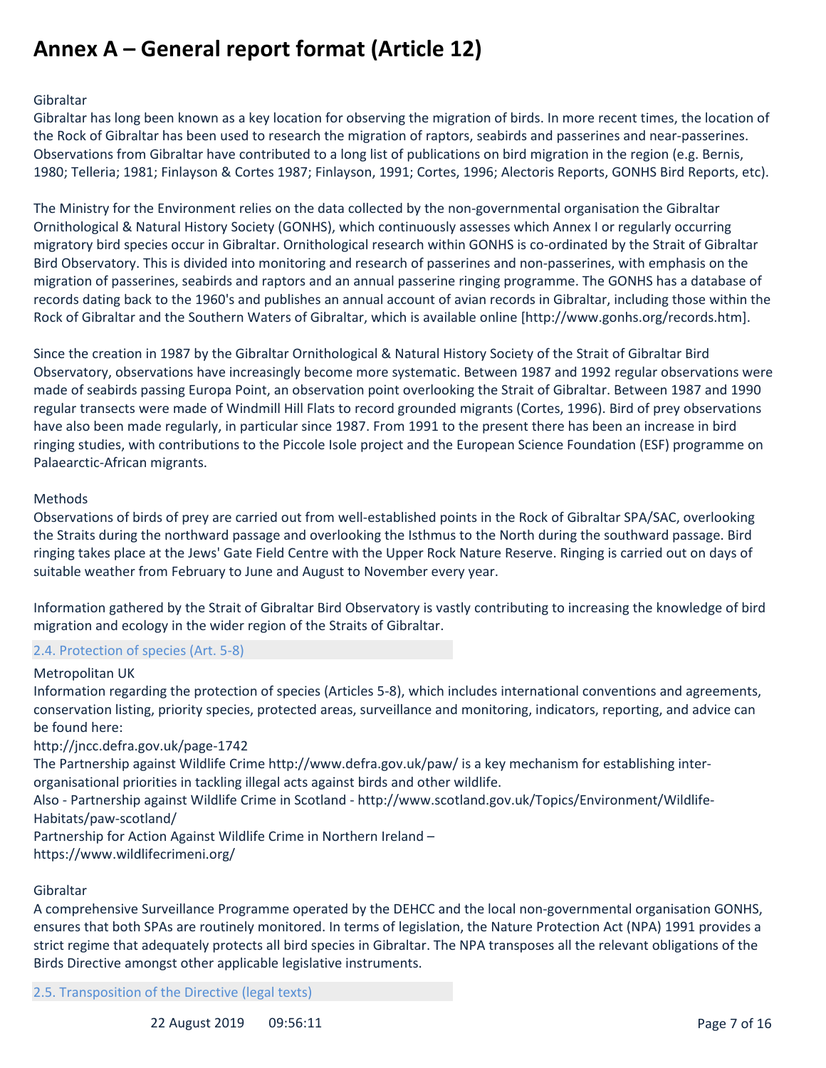# Annex A – General report format (Article 12)

Gibraltar

Gibraltar has long been known as a key location for observing the migration of birds. In more recent times, the location of the Rock of Gibraltar has been used to research the migration of raptors, seabirds and passerines and near-passerines. Observations from Gibraltar have contributed to a long list of publications on bird migration in the region (e.g. Bernis, 1980; Telleria; 1981; Finlayson & Cortes 1987; Finlayson, 1991; Cortes, 1996; Alectoris Reports, GONHS Bird Reports, etc).

The Ministry for the Environment relies on the data collected by the non-governmental organisation the Gibraltar Ornithological & Natural History Society (GONHS), which continuously assesses which Annex I or regularly occurring migratory bird species occur in Gibraltar. Ornithological research within GONHS is co-ordinated by the Strait of Gibraltar Bird Observatory. This is divided into monitoring and research of passerines and non-passerines, with emphasis on the migration of passerines, seabirds and raptors and an annual passerine ringing programme. The GONHS has a database of records dating back to the 1960's and publishes an annual account of avian records in Gibraltar, including those within the Rock of Gibraltar and the Southern Waters of Gibraltar, which is available online [http://www.gonhs.org/records.htm].

Since the creation in 1987 by the Gibraltar Ornithological & Natural History Society of the Strait of Gibraltar Bird Observatory, observations have increasingly become more systematic. Between 1987 and 1992 regular observations were made of seabirds passing Europa Point, an observation point overlooking the Strait of Gibraltar. Between 1987 and 1990 regular transects were made of Windmill Hill Flats to record grounded migrants (Cortes, 1996). Bird of prey observations have also been made regularly, in particular since 1987. From 1991 to the present there has been an increase in bird ringing studies, with contributions to the Piccole Isole project and the European Science Foundation (ESF) programme on Palaearctic-African migrants.

Methods

Observations of birds of prey are carried out from well-established points in the Rock of Gibraltar SPA/SAC, overlooking the Straits during the northward passage and overlooking the Isthmus to the North during the southward passage. Bird ringing takes place at the Jews' Gate Field Centre with the Upper Rock Nature Reserve. Ringing is carried out on days of suitable weather from February to June and August to November every year.

Information gathered by the Strait of Gibraltar Bird Observatory is vastly contributing to increasing the knowledge of bird migration and ecology in the wider region of the Straits of Gibraltar.

## 2.4. Protection of species (Art. 5-8)

Metropolitan UK

Information regarding the protection of species (Articles 5-8), which includes international conventions and agreements, conservation listing, priority species, protected areas, surveillance and monitoring, indicators, reporting, and advice can be found here:

http://jncc.defra.gov.uk/page-1742

The Partnership against Wildlife Crime http://www.defra.gov.uk/paw/ is a key mechanism for establishing inter-organisational priorities in tackling illegal acts against birds and other wildlife.

Also - Partnership against Wildlife Crime in Scotland - http://www.scotland.gov.uk/Topics/Environment/Wildlife-Habitats/paw-scotland/

Partnership for Action Against Wildlife Crime in Northern Ireland –
https://www.wildlifecrimeni.org/

Gibraltar

A comprehensive Surveillance Programme operated by the DEHCC and the local non-governmental organisation GONHS, ensures that both SPAs are routinely monitored. In terms of legislation, the Nature Protection Act (NPA) 1991 provides a strict regime that adequately protects all bird species in Gibraltar. The NPA transposes all the relevant obligations of the Birds Directive amongst other applicable legislative instruments.

## 2.5. Transposition of the Directive (legal texts)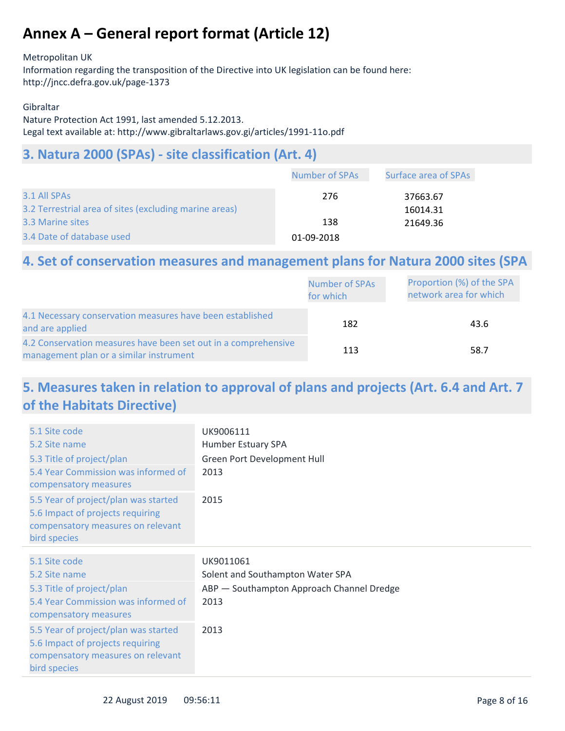# Annex A – General report format (Article 12)

Metropolitan UK
Information regarding the transposition of the Directive into UK legislation can be found here:
http://jncc.defra.gov.uk/page-1373

Gibraltar
Nature Protection Act 1991, last amended 5.12.2013.
Legal text available at: http://www.gibraltarlaws.gov.gi/articles/1991-11o.pdf

## 3. Natura 2000 (SPAs) - site classification (Art. 4)

| | Number of SPAs | Surface area of SPAs |
|---|---|---|
| 3.1 All SPAs | 276 | 37663.67 |
| 3.2 Terrestrial area of sites (excluding marine areas) | | 16014.31 |
| 3.3 Marine sites | 138 | 21649.36 |
| 3.4 Date of database used | 01-09-2018 | |

## 4. Set of conservation measures and management plans for Natura 2000 sites (SPA

| | Number of SPAs for which | Proportion (%) of the SPA network area for which |
|---|---|---|
| 4.1 Necessary conservation measures have been established and are applied | 182 | 43.6 |
| 4.2 Conservation measures have been set out in a comprehensive management plan or a similar instrument | 113 | 58.7 |

## 5. Measures taken in relation to approval of plans and projects (Art. 6.4 and Art. 7 of the Habitats Directive)

| | |
|---|---|
| 5.1 Site code | UK9006111 |
| 5.2 Site name | Humber Estuary SPA |
| 5.3 Title of project/plan | Green Port Development Hull |
| 5.4 Year Commission was informed of compensatory measures | 2013 |
| 5.5 Year of project/plan was started | 2015 |
| 5.6 Impact of projects requiring compensatory measures on relevant bird species | |

| | |
|---|---|
| 5.1 Site code | UK9011061 |
| 5.2 Site name | Solent and Southampton Water SPA |
| 5.3 Title of project/plan | ABP — Southampton Approach Channel Dredge |
| 5.4 Year Commission was informed of compensatory measures | 2013 |
| 5.5 Year of project/plan was started | 2013 |
| 5.6 Impact of projects requiring compensatory measures on relevant bird species | |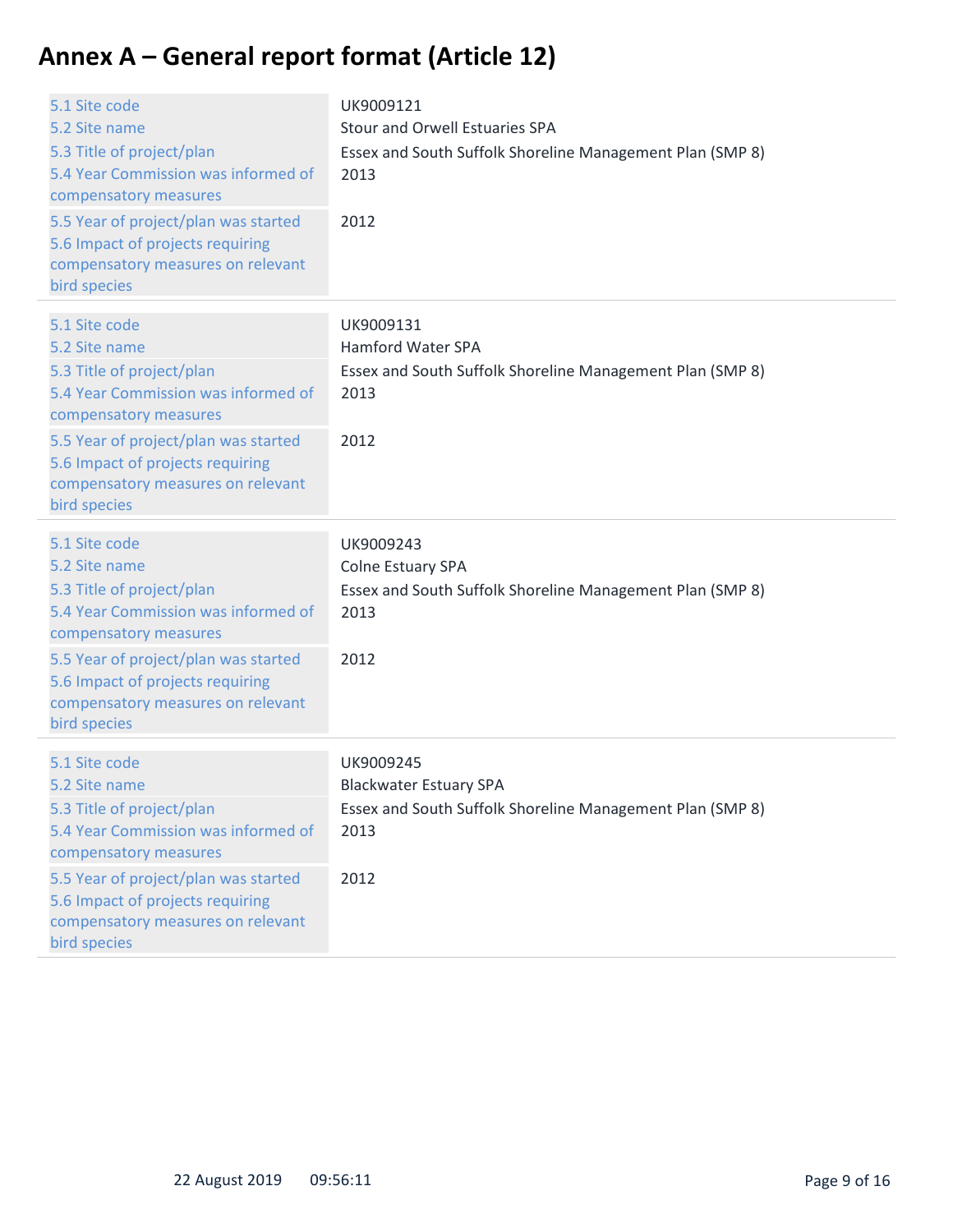# Annex A – General report format (Article 12)

| | |
|---|---|
| 5.1 Site code | UK9009121 |
| 5.2 Site name | Stour and Orwell Estuaries SPA |
| 5.3 Title of project/plan | Essex and South Suffolk Shoreline Management Plan (SMP 8) |
| 5.4 Year Commission was informed of compensatory measures | 2013 |
| 5.5 Year of project/plan was started | 2012 |
| 5.6 Impact of projects requiring compensatory measures on relevant bird species | |

| | |
|---|---|
| 5.1 Site code | UK9009131 |
| 5.2 Site name | Hamford Water SPA |
| 5.3 Title of project/plan | Essex and South Suffolk Shoreline Management Plan (SMP 8) |
| 5.4 Year Commission was informed of compensatory measures | 2013 |
| 5.5 Year of project/plan was started | 2012 |
| 5.6 Impact of projects requiring compensatory measures on relevant bird species | |

| | |
|---|---|
| 5.1 Site code | UK9009243 |
| 5.2 Site name | Colne Estuary SPA |
| 5.3 Title of project/plan | Essex and South Suffolk Shoreline Management Plan (SMP 8) |
| 5.4 Year Commission was informed of compensatory measures | 2013 |
| 5.5 Year of project/plan was started | 2012 |
| 5.6 Impact of projects requiring compensatory measures on relevant bird species | |

| | |
|---|---|
| 5.1 Site code | UK9009245 |
| 5.2 Site name | Blackwater Estuary SPA |
| 5.3 Title of project/plan | Essex and South Suffolk Shoreline Management Plan (SMP 8) |
| 5.4 Year Commission was informed of compensatory measures | 2013 |
| 5.5 Year of project/plan was started | 2012 |
| 5.6 Impact of projects requiring compensatory measures on relevant bird species | |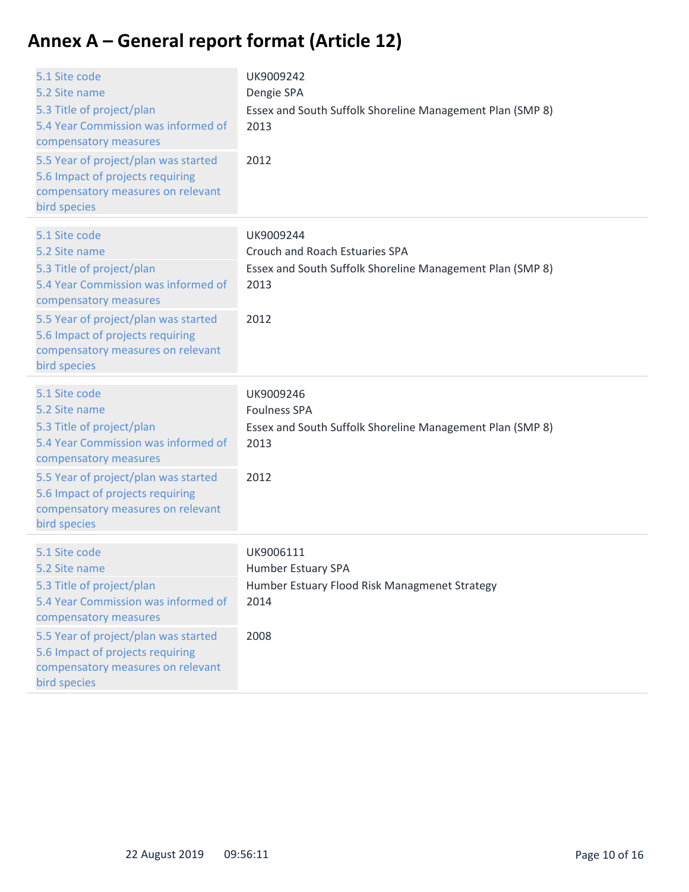# Annex A – General report format (Article 12)

| | |
|---|---|
| 5.1 Site code | UK9009242 |
| 5.2 Site name | Dengie SPA |
| 5.3 Title of project/plan | Essex and South Suffolk Shoreline Management Plan (SMP 8) |
| 5.4 Year Commission was informed of compensatory measures | 2013 |
| 5.5 Year of project/plan was started | 2012 |
| 5.6 Impact of projects requiring compensatory measures on relevant bird species | |

| | |
|---|---|
| 5.1 Site code | UK9009244 |
| 5.2 Site name | Crouch and Roach Estuaries SPA |
| 5.3 Title of project/plan | Essex and South Suffolk Shoreline Management Plan (SMP 8) |
| 5.4 Year Commission was informed of compensatory measures | 2013 |
| 5.5 Year of project/plan was started | 2012 |
| 5.6 Impact of projects requiring compensatory measures on relevant bird species | |

| | |
|---|---|
| 5.1 Site code | UK9009246 |
| 5.2 Site name | Foulness SPA |
| 5.3 Title of project/plan | Essex and South Suffolk Shoreline Management Plan (SMP 8) |
| 5.4 Year Commission was informed of compensatory measures | 2013 |
| 5.5 Year of project/plan was started | 2012 |
| 5.6 Impact of projects requiring compensatory measures on relevant bird species | |

| | |
|---|---|
| 5.1 Site code | UK9006111 |
| 5.2 Site name | Humber Estuary SPA |
| 5.3 Title of project/plan | Humber Estuary Flood Risk Managmenet Strategy |
| 5.4 Year Commission was informed of compensatory measures | 2014 |
| 5.5 Year of project/plan was started | 2008 |
| 5.6 Impact of projects requiring compensatory measures on relevant bird species | |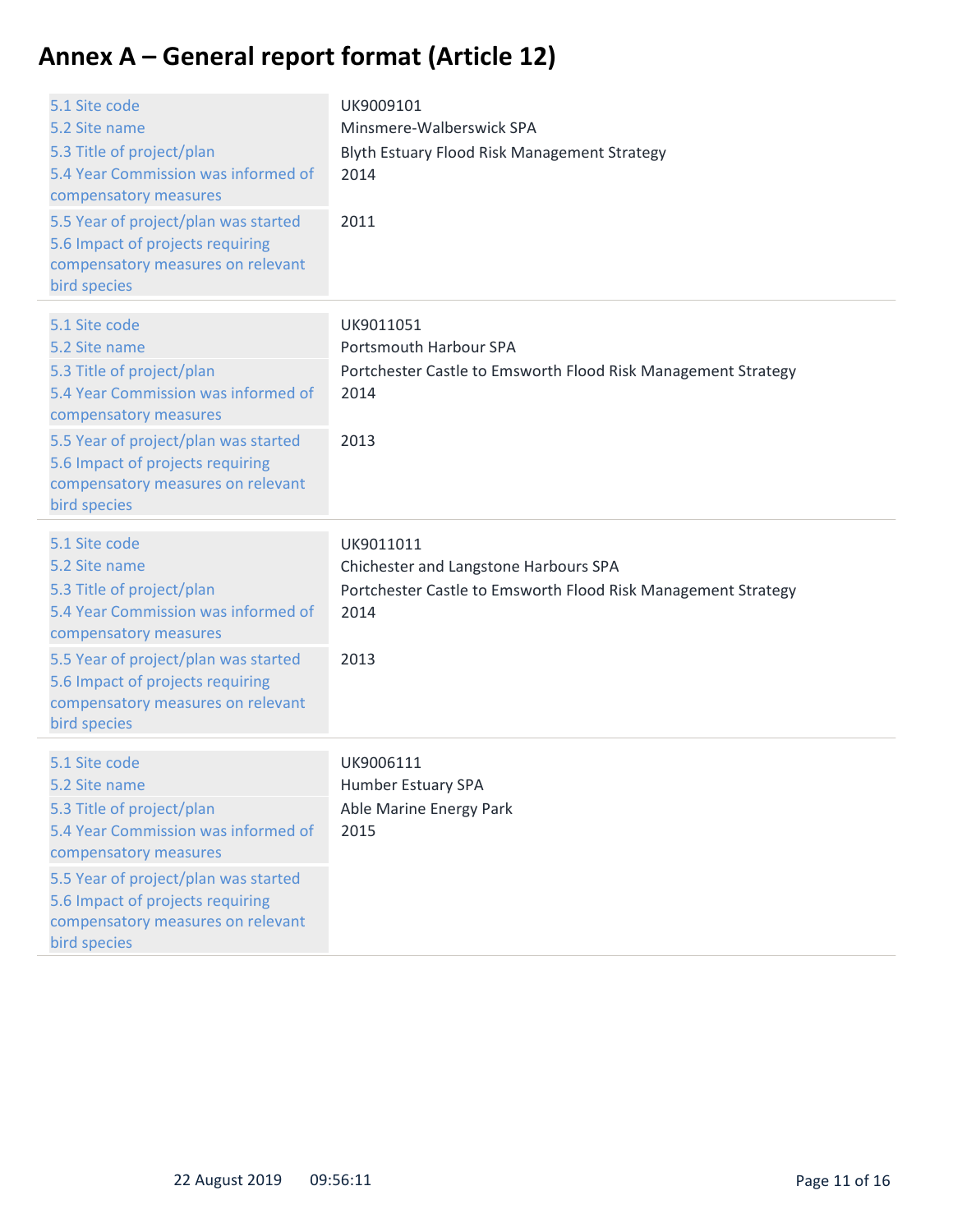# Annex A – General report format (Article 12)

| | |
|---|---|
| 5.1 Site code | UK9009101 |
| 5.2 Site name | Minsmere-Walberswick SPA |
| 5.3 Title of project/plan | Blyth Estuary Flood Risk Management Strategy |
| 5.4 Year Commission was informed of compensatory measures | 2014 |
| 5.5 Year of project/plan was started | 2011 |
| 5.6 Impact of projects requiring compensatory measures on relevant bird species | |

| | |
|---|---|
| 5.1 Site code | UK9011051 |
| 5.2 Site name | Portsmouth Harbour SPA |
| 5.3 Title of project/plan | Portchester Castle to Emsworth Flood Risk Management Strategy |
| 5.4 Year Commission was informed of compensatory measures | 2014 |
| 5.5 Year of project/plan was started | 2013 |
| 5.6 Impact of projects requiring compensatory measures on relevant bird species | |

| | |
|---|---|
| 5.1 Site code | UK9011011 |
| 5.2 Site name | Chichester and Langstone Harbours SPA |
| 5.3 Title of project/plan | Portchester Castle to Emsworth Flood Risk Management Strategy |
| 5.4 Year Commission was informed of compensatory measures | 2014 |
| 5.5 Year of project/plan was started | 2013 |
| 5.6 Impact of projects requiring compensatory measures on relevant bird species | |

| | |
|---|---|
| 5.1 Site code | UK9006111 |
| 5.2 Site name | Humber Estuary SPA |
| 5.3 Title of project/plan | Able Marine Energy Park |
| 5.4 Year Commission was informed of compensatory measures | 2015 |
| 5.5 Year of project/plan was started | |
| 5.6 Impact of projects requiring compensatory measures on relevant bird species | |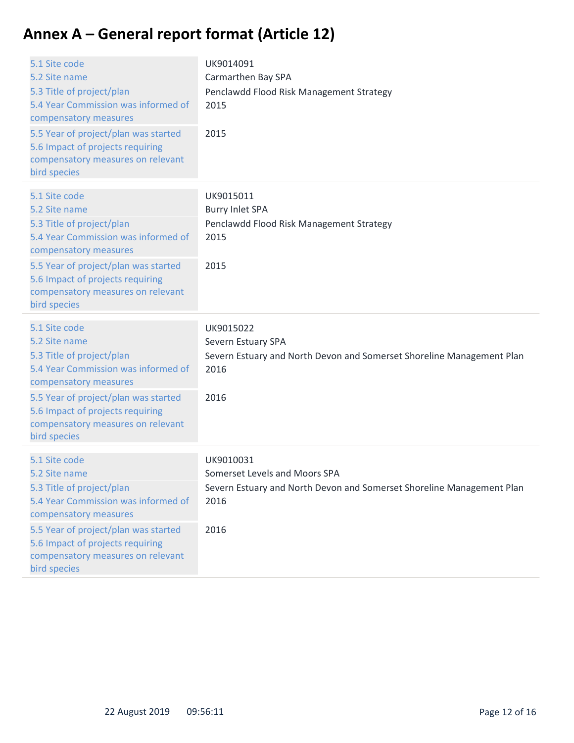# Annex A – General report format (Article 12)

| | |
|---|---|
| 5.1 Site code | UK9014091 |
| 5.2 Site name | Carmarthen Bay SPA |
| 5.3 Title of project/plan | Penclawdd Flood Risk Management Strategy |
| 5.4 Year Commission was informed of compensatory measures | 2015 |
| 5.5 Year of project/plan was started | 2015 |
| 5.6 Impact of projects requiring compensatory measures on relevant bird species | |

| | |
|---|---|
| 5.1 Site code | UK9015011 |
| 5.2 Site name | Burry Inlet SPA |
| 5.3 Title of project/plan | Penclawdd Flood Risk Management Strategy |
| 5.4 Year Commission was informed of compensatory measures | 2015 |
| 5.5 Year of project/plan was started | 2015 |
| 5.6 Impact of projects requiring compensatory measures on relevant bird species | |

| | |
|---|---|
| 5.1 Site code | UK9015022 |
| 5.2 Site name | Severn Estuary SPA |
| 5.3 Title of project/plan | Severn Estuary and North Devon and Somerset Shoreline Management Plan |
| 5.4 Year Commission was informed of compensatory measures | 2016 |
| 5.5 Year of project/plan was started | 2016 |
| 5.6 Impact of projects requiring compensatory measures on relevant bird species | |

| | |
|---|---|
| 5.1 Site code | UK9010031 |
| 5.2 Site name | Somerset Levels and Moors SPA |
| 5.3 Title of project/plan | Severn Estuary and North Devon and Somerset Shoreline Management Plan |
| 5.4 Year Commission was informed of compensatory measures | 2016 |
| 5.5 Year of project/plan was started | 2016 |
| 5.6 Impact of projects requiring compensatory measures on relevant bird species | |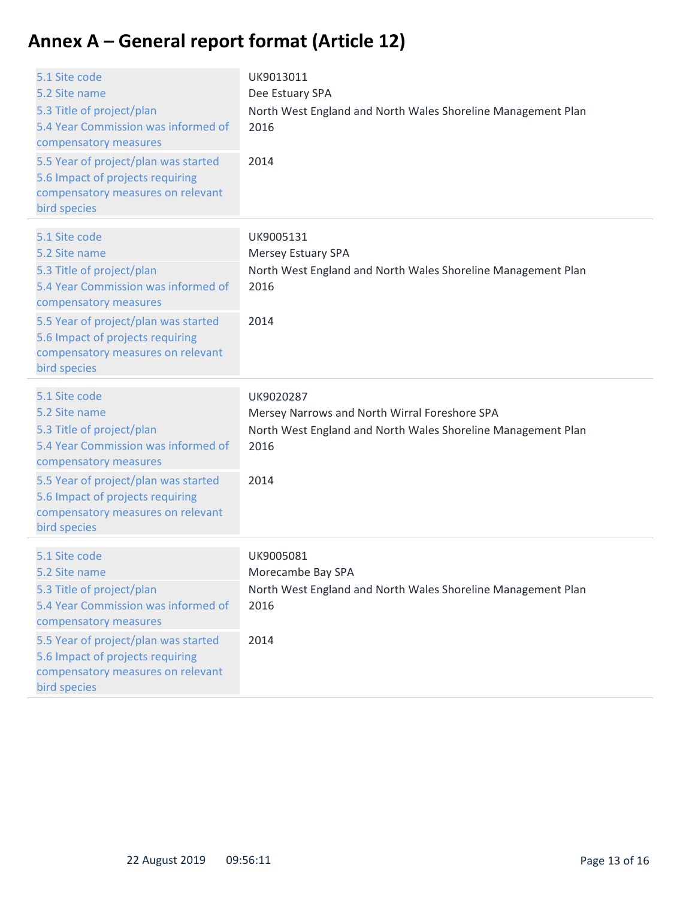# Annex A – General report format (Article 12)

| | |
|---|---|
| 5.1 Site code | UK9013011 |
| 5.2 Site name | Dee Estuary SPA |
| 5.3 Title of project/plan | North West England and North Wales Shoreline Management Plan |
| 5.4 Year Commission was informed of compensatory measures | 2016 |
| 5.5 Year of project/plan was started | 2014 |
| 5.6 Impact of projects requiring compensatory measures on relevant bird species | |

| | |
|---|---|
| 5.1 Site code | UK9005131 |
| 5.2 Site name | Mersey Estuary SPA |
| 5.3 Title of project/plan | North West England and North Wales Shoreline Management Plan |
| 5.4 Year Commission was informed of compensatory measures | 2016 |
| 5.5 Year of project/plan was started | 2014 |
| 5.6 Impact of projects requiring compensatory measures on relevant bird species | |

| | |
|---|---|
| 5.1 Site code | UK9020287 |
| 5.2 Site name | Mersey Narrows and North Wirral Foreshore SPA |
| 5.3 Title of project/plan | North West England and North Wales Shoreline Management Plan |
| 5.4 Year Commission was informed of compensatory measures | 2016 |
| 5.5 Year of project/plan was started | 2014 |
| 5.6 Impact of projects requiring compensatory measures on relevant bird species | |

| | |
|---|---|
| 5.1 Site code | UK9005081 |
| 5.2 Site name | Morecambe Bay SPA |
| 5.3 Title of project/plan | North West England and North Wales Shoreline Management Plan |
| 5.4 Year Commission was informed of compensatory measures | 2016 |
| 5.5 Year of project/plan was started | 2014 |
| 5.6 Impact of projects requiring compensatory measures on relevant bird species | |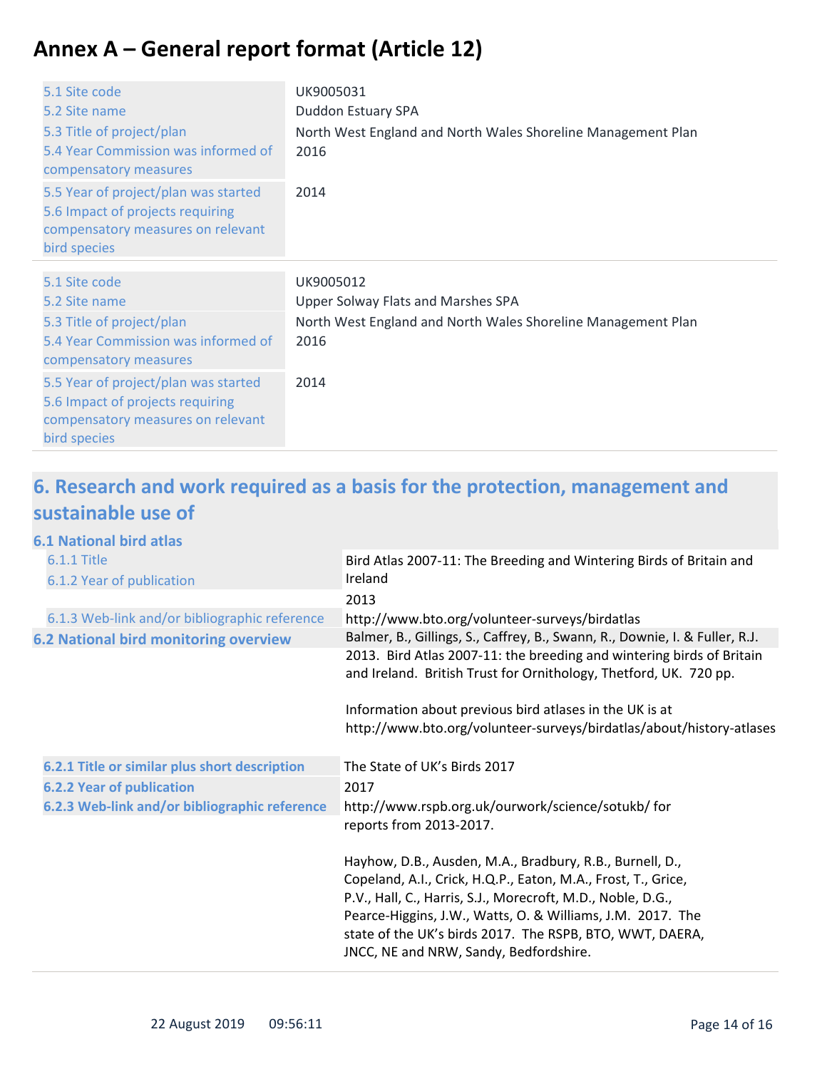# Annex A – General report format (Article 12)

| | |
|---|---|
| 5.1 Site code | UK9005031 |
| 5.2 Site name | Duddon Estuary SPA |
| 5.3 Title of project/plan | North West England and North Wales Shoreline Management Plan |
| 5.4 Year Commission was informed of compensatory measures | 2016 |
| 5.5 Year of project/plan was started | 2014 |
| 5.6 Impact of projects requiring compensatory measures on relevant bird species | |

| | |
|---|---|
| 5.1 Site code | UK9005012 |
| 5.2 Site name | Upper Solway Flats and Marshes SPA |
| 5.3 Title of project/plan | North West England and North Wales Shoreline Management Plan |
| 5.4 Year Commission was informed of compensatory measures | 2016 |
| 5.5 Year of project/plan was started | 2014 |
| 5.6 Impact of projects requiring compensatory measures on relevant bird species | |

## 6. Research and work required as a basis for the protection, management and sustainable use of

### 6.1 National bird atlas

| | |
|---|---|
| 6.1.1 Title | Bird Atlas 2007-11: The Breeding and Wintering Birds of Britain and Ireland |
| 6.1.2 Year of publication | 2013 |
| 6.1.3 Web-link and/or bibliographic reference | http://www.bto.org/volunteer-surveys/birdatlas<br>Balmer, B., Gillings, S., Caffrey, B., Swann, R., Downie, I. & Fuller, R.J. 2013. Bird Atlas 2007-11: the breeding and wintering birds of Britain and Ireland. British Trust for Ornithology, Thetford, UK. 720 pp.<br><br>Information about previous bird atlases in the UK is at http://www.bto.org/volunteer-surveys/birdatlas/about/history-atlases |

### 6.2 National bird monitoring overview

| | |
|---|---|
| **6.2.1 Title or similar plus short description** | The State of UK's Birds 2017 |
| **6.2.2 Year of publication** | 2017 |
| **6.2.3 Web-link and/or bibliographic reference** | http://www.rspb.org.uk/ourwork/science/sotukb/ for reports from 2013-2017.<br><br>Hayhow, D.B., Ausden, M.A., Bradbury, R.B., Burnell, D., Copeland, A.I., Crick, H.Q.P., Eaton, M.A., Frost, T., Grice, P.V., Hall, C., Harris, S.J., Morecroft, M.D., Noble, D.G., Pearce-Higgins, J.W., Watts, O. & Williams, J.M. 2017. The state of the UK's birds 2017. The RSPB, BTO, WWT, DAERA, JNCC, NE and NRW, Sandy, Bedfordshire. |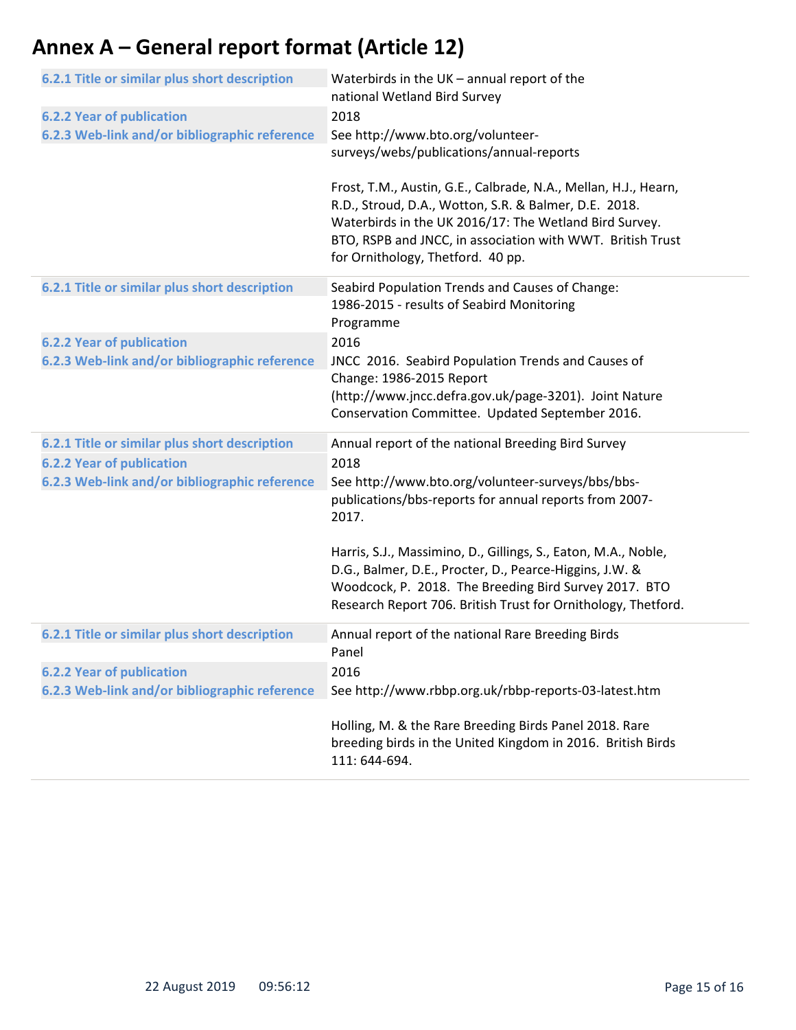# Annex A – General report format (Article 12)

| | |
|---|---|
| **6.2.1 Title or similar plus short description** | Waterbirds in the UK – annual report of the national Wetland Bird Survey |
| **6.2.2 Year of publication** | 2018 |
| **6.2.3 Web-link and/or bibliographic reference** | See http://www.bto.org/volunteer-surveys/webs/publications/annual-reports<br><br>Frost, T.M., Austin, G.E., Calbrade, N.A., Mellan, H.J., Hearn, R.D., Stroud, D.A., Wotton, S.R. & Balmer, D.E. 2018. Waterbirds in the UK 2016/17: The Wetland Bird Survey. BTO, RSPB and JNCC, in association with WWT. British Trust for Ornithology, Thetford. 40 pp. |
| **6.2.1 Title or similar plus short description** | Seabird Population Trends and Causes of Change: 1986-2015 - results of Seabird Monitoring Programme |
| **6.2.2 Year of publication** | 2016 |
| **6.2.3 Web-link and/or bibliographic reference** | JNCC 2016. Seabird Population Trends and Causes of Change: 1986-2015 Report (http://www.jncc.defra.gov.uk/page-3201). Joint Nature Conservation Committee. Updated September 2016. |
| **6.2.1 Title or similar plus short description** | Annual report of the national Breeding Bird Survey |
| **6.2.2 Year of publication** | 2018 |
| **6.2.3 Web-link and/or bibliographic reference** | See http://www.bto.org/volunteer-surveys/bbs/bbs-publications/bbs-reports for annual reports from 2007-2017.<br><br>Harris, S.J., Massimino, D., Gillings, S., Eaton, M.A., Noble, D.G., Balmer, D.E., Procter, D., Pearce-Higgins, J.W. & Woodcock, P. 2018. The Breeding Bird Survey 2017. BTO Research Report 706. British Trust for Ornithology, Thetford. |
| **6.2.1 Title or similar plus short description** | Annual report of the national Rare Breeding Birds Panel |
| **6.2.2 Year of publication** | 2016 |
| **6.2.3 Web-link and/or bibliographic reference** | See http://www.rbbp.org.uk/rbbp-reports-03-latest.htm<br><br>Holling, M. & the Rare Breeding Birds Panel 2018. Rare breeding birds in the United Kingdom in 2016. British Birds 111: 644-694. |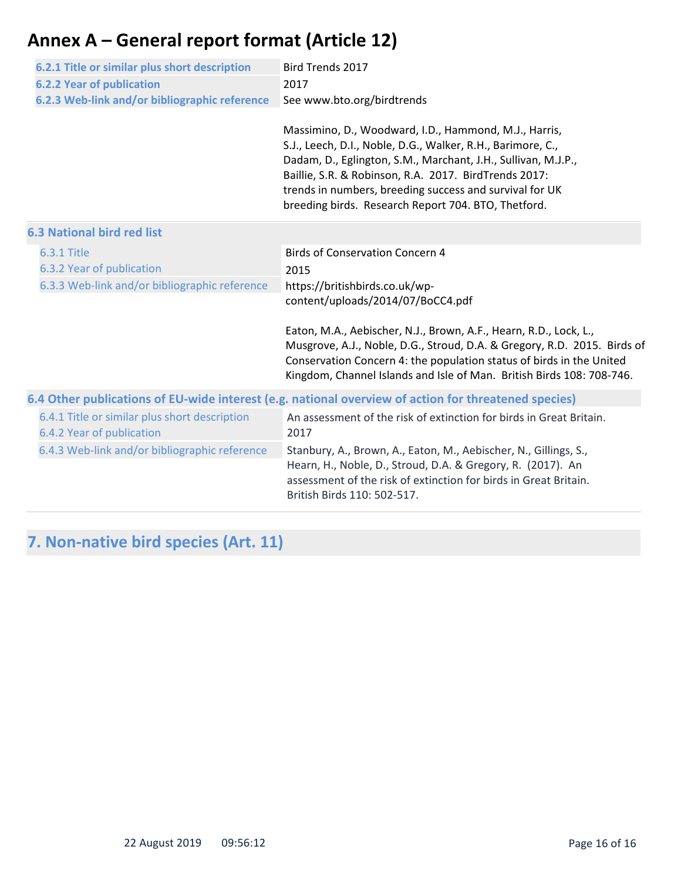# Annex A – General report format (Article 12)

| | |
|---|---|
| **6.2.1 Title or similar plus short description** | Bird Trends 2017 |
| **6.2.2 Year of publication** | 2017 |
| **6.2.3 Web-link and/or bibliographic reference** | See www.bto.org/birdtrends<br><br>Massimino, D., Woodward, I.D., Hammond, M.J., Harris, S.J., Leech, D.I., Noble, D.G., Walker, R.H., Barimore, C., Dadam, D., Eglington, S.M., Marchant, J.H., Sullivan, M.J.P., Baillie, S.R. & Robinson, R.A. 2017. BirdTrends 2017: trends in numbers, breeding success and survival for UK breeding birds. Research Report 704. BTO, Thetford. |

## 6.3 National bird red list

| | |
|---|---|
| 6.3.1 Title | Birds of Conservation Concern 4 |
| 6.3.2 Year of publication | 2015 |
| 6.3.3 Web-link and/or bibliographic reference | https://britishbirds.co.uk/wp-content/uploads/2014/07/BoCC4.pdf<br><br>Eaton, M.A., Aebischer, N.J., Brown, A.F., Hearn, R.D., Lock, L., Musgrove, A.J., Noble, D.G., Stroud, D.A. & Gregory, R.D. 2015. Birds of Conservation Concern 4: the population status of birds in the United Kingdom, Channel Islands and Isle of Man. British Birds 108: 708-746. |

## 6.4 Other publications of EU-wide interest (e.g. national overview of action for threatened species)

| | |
|---|---|
| 6.4.1 Title or similar plus short description | An assessment of the risk of extinction for birds in Great Britain. |
| 6.4.2 Year of publication | 2017 |
| 6.4.3 Web-link and/or bibliographic reference | Stanbury, A., Brown, A., Eaton, M., Aebischer, N., Gillings, S., Hearn, H., Noble, D., Stroud, D.A. & Gregory, R. (2017). An assessment of the risk of extinction for birds in Great Britain. British Birds 110: 502-517. |

## 7. Non-native bird species (Art. 11)

22 August 2019 09:56:12